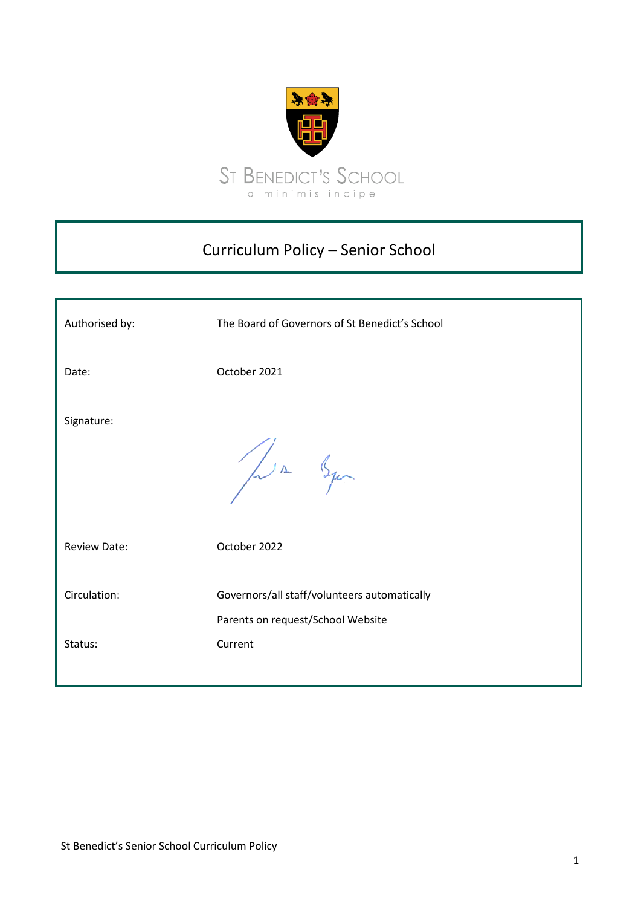ST BENEDICT'S SCHOOL

a minimis incipe

# Curriculum Policy – Senior School

| | |
|---|---|
| Authorised by: | The Board of Governors of St Benedict's School |
| Date: | October 2021 |
| Signature: | |
| Review Date: | October 2022 |
| Circulation: | Governors/all staff/volunteers automatically<br>Parents on request/School Website |
| Status: | Current |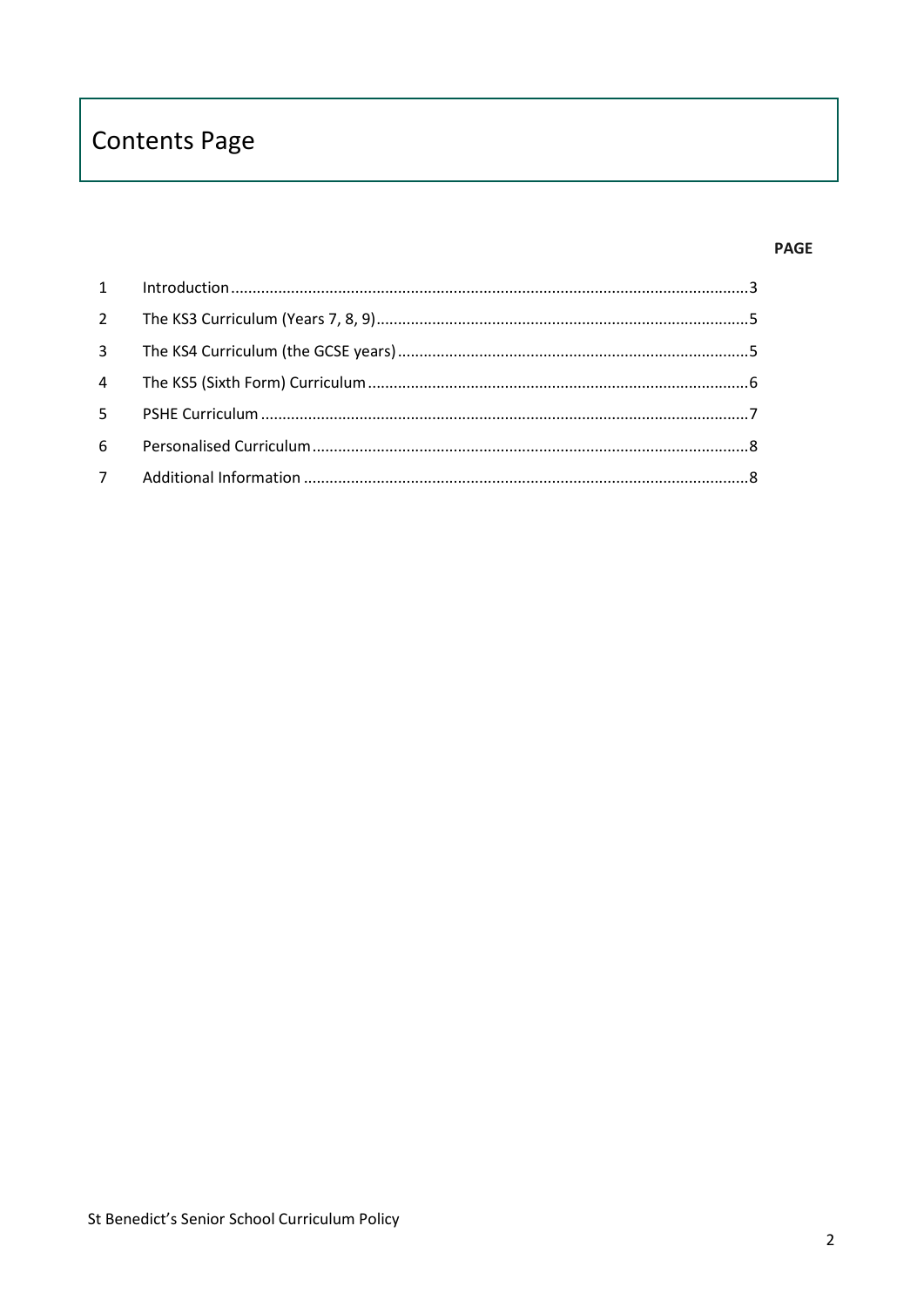# Contents Page

| | | PAGE |
|---|---|---|
| 1 | Introduction | 3 |
| 2 | The KS3 Curriculum (Years 7, 8, 9) | 5 |
| 3 | The KS4 Curriculum (the GCSE years) | 5 |
| 4 | The KS5 (Sixth Form) Curriculum | 6 |
| 5 | PSHE Curriculum | 7 |
| 6 | Personalised Curriculum | 8 |
| 7 | Additional Information | 8 |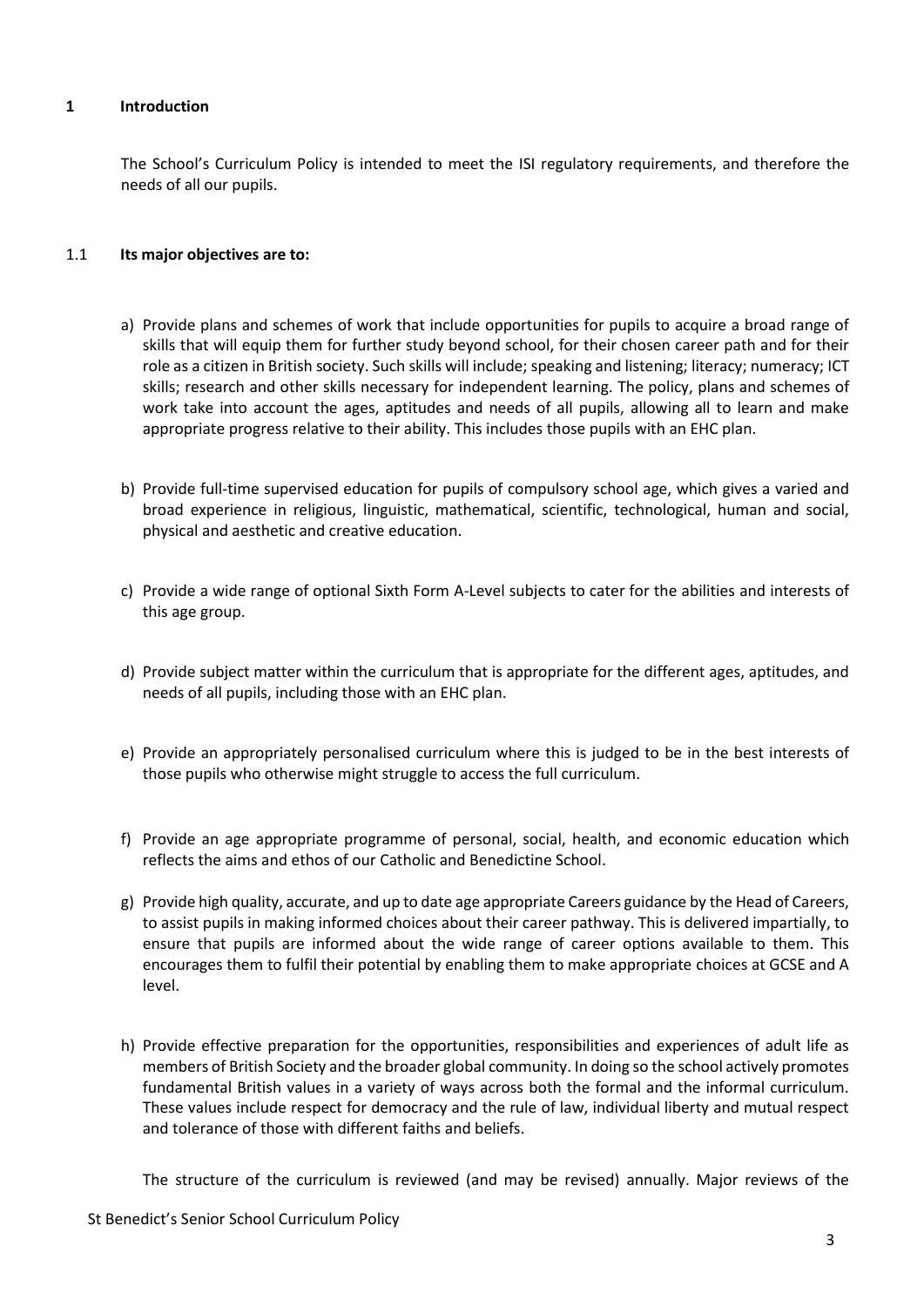## 1 Introduction

The School's Curriculum Policy is intended to meet the ISI regulatory requirements, and therefore the needs of all our pupils.

### 1.1 Its major objectives are to:

a) Provide plans and schemes of work that include opportunities for pupils to acquire a broad range of skills that will equip them for further study beyond school, for their chosen career path and for their role as a citizen in British society. Such skills will include; speaking and listening; literacy; numeracy; ICT skills; research and other skills necessary for independent learning. The policy, plans and schemes of work take into account the ages, aptitudes and needs of all pupils, allowing all to learn and make appropriate progress relative to their ability. This includes those pupils with an EHC plan.

b) Provide full-time supervised education for pupils of compulsory school age, which gives a varied and broad experience in religious, linguistic, mathematical, scientific, technological, human and social, physical and aesthetic and creative education.

c) Provide a wide range of optional Sixth Form A-Level subjects to cater for the abilities and interests of this age group.

d) Provide subject matter within the curriculum that is appropriate for the different ages, aptitudes, and needs of all pupils, including those with an EHC plan.

e) Provide an appropriately personalised curriculum where this is judged to be in the best interests of those pupils who otherwise might struggle to access the full curriculum.

f) Provide an age appropriate programme of personal, social, health, and economic education which reflects the aims and ethos of our Catholic and Benedictine School.

g) Provide high quality, accurate, and up to date age appropriate Careers guidance by the Head of Careers, to assist pupils in making informed choices about their career pathway. This is delivered impartially, to ensure that pupils are informed about the wide range of career options available to them. This encourages them to fulfil their potential by enabling them to make appropriate choices at GCSE and A level.

h) Provide effective preparation for the opportunities, responsibilities and experiences of adult life as members of British Society and the broader global community. In doing so the school actively promotes fundamental British values in a variety of ways across both the formal and the informal curriculum. These values include respect for democracy and the rule of law, individual liberty and mutual respect and tolerance of those with different faiths and beliefs.

The structure of the curriculum is reviewed (and may be revised) annually. Major reviews of the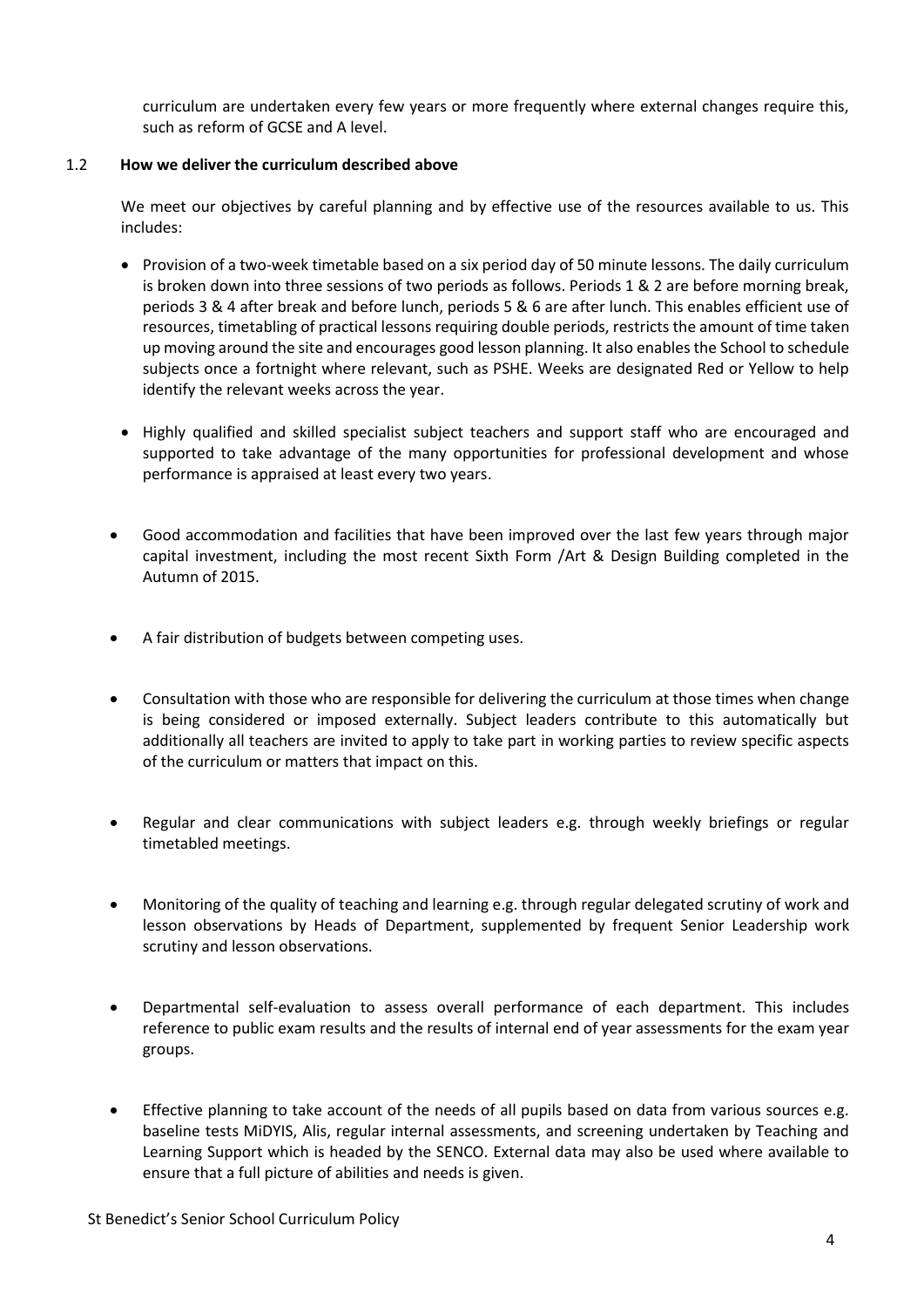curriculum are undertaken every few years or more frequently where external changes require this, such as reform of GCSE and A level.

### 1.2 How we deliver the curriculum described above

We meet our objectives by careful planning and by effective use of the resources available to us. This includes:

- Provision of a two-week timetable based on a six period day of 50 minute lessons. The daily curriculum is broken down into three sessions of two periods as follows. Periods 1 & 2 are before morning break, periods 3 & 4 after break and before lunch, periods 5 & 6 are after lunch. This enables efficient use of resources, timetabling of practical lessons requiring double periods, restricts the amount of time taken up moving around the site and encourages good lesson planning. It also enables the School to schedule subjects once a fortnight where relevant, such as PSHE. Weeks are designated Red or Yellow to help identify the relevant weeks across the year.

- Highly qualified and skilled specialist subject teachers and support staff who are encouraged and supported to take advantage of the many opportunities for professional development and whose performance is appraised at least every two years.

- Good accommodation and facilities that have been improved over the last few years through major capital investment, including the most recent Sixth Form /Art & Design Building completed in the Autumn of 2015.

- A fair distribution of budgets between competing uses.

- Consultation with those who are responsible for delivering the curriculum at those times when change is being considered or imposed externally. Subject leaders contribute to this automatically but additionally all teachers are invited to apply to take part in working parties to review specific aspects of the curriculum or matters that impact on this.

- Regular and clear communications with subject leaders e.g. through weekly briefings or regular timetabled meetings.

- Monitoring of the quality of teaching and learning e.g. through regular delegated scrutiny of work and lesson observations by Heads of Department, supplemented by frequent Senior Leadership work scrutiny and lesson observations.

- Departmental self-evaluation to assess overall performance of each department. This includes reference to public exam results and the results of internal end of year assessments for the exam year groups.

- Effective planning to take account of the needs of all pupils based on data from various sources e.g. baseline tests MiDYIS, Alis, regular internal assessments, and screening undertaken by Teaching and Learning Support which is headed by the SENCO. External data may also be used where available to ensure that a full picture of abilities and needs is given.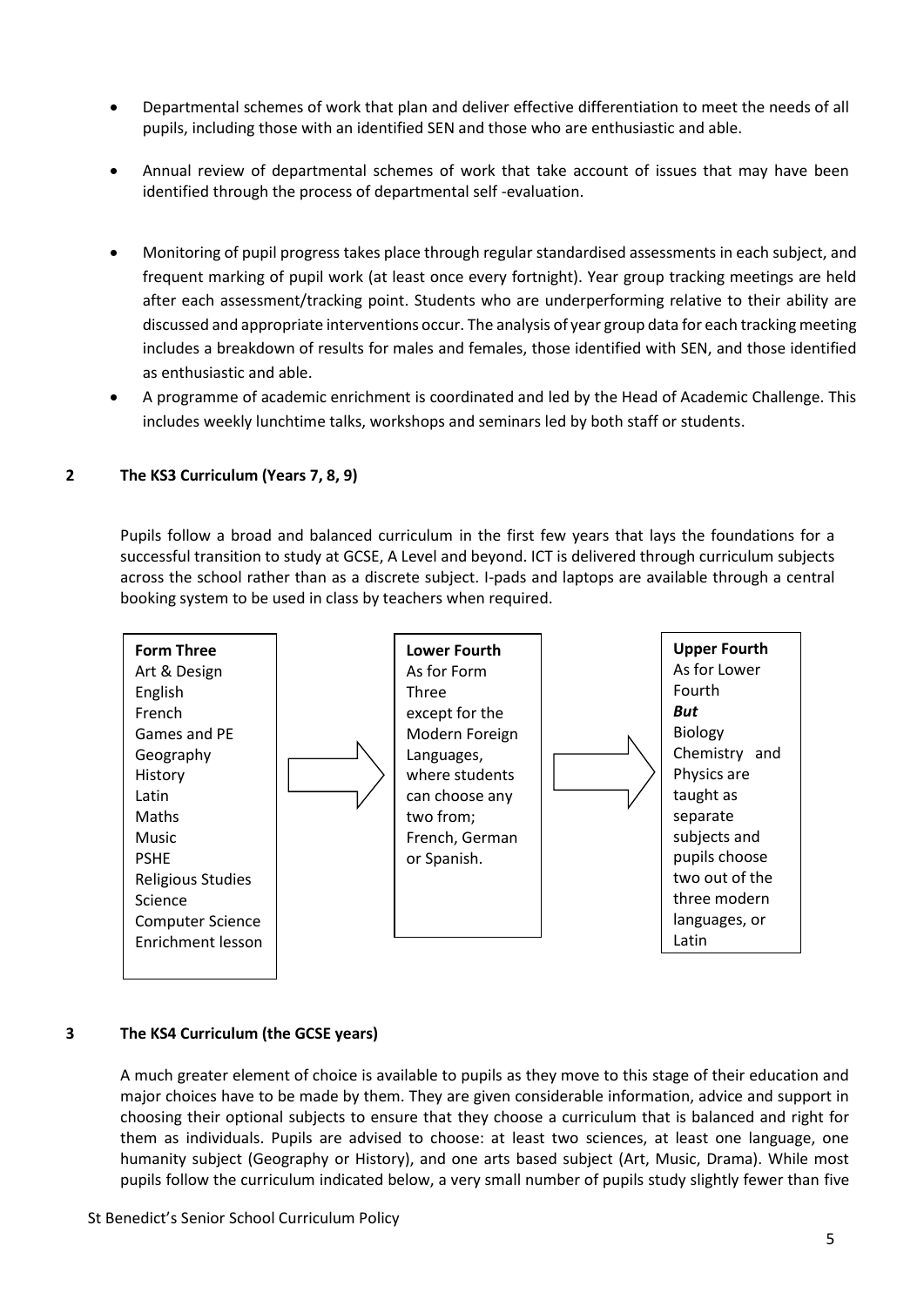- Departmental schemes of work that plan and deliver effective differentiation to meet the needs of all pupils, including those with an identified SEN and those who are enthusiastic and able.
- Annual review of departmental schemes of work that take account of issues that may have been identified through the process of departmental self -evaluation.
- Monitoring of pupil progress takes place through regular standardised assessments in each subject, and frequent marking of pupil work (at least once every fortnight). Year group tracking meetings are held after each assessment/tracking point. Students who are underperforming relative to their ability are discussed and appropriate interventions occur. The analysis of year group data for each tracking meeting includes a breakdown of results for males and females, those identified with SEN, and those identified as enthusiastic and able.
- A programme of academic enrichment is coordinated and led by the Head of Academic Challenge. This includes weekly lunchtime talks, workshops and seminars led by both staff or students.

## 2 The KS3 Curriculum (Years 7, 8, 9)

Pupils follow a broad and balanced curriculum in the first few years that lays the foundations for a successful transition to study at GCSE, A Level and beyond. ICT is delivered through curriculum subjects across the school rather than as a discrete subject. I-pads and laptops are available through a central booking system to be used in class by teachers when required.

**Form Three**
Art & Design
English
French
Games and PE
Geography
History
Latin
Maths
Music
PSHE
Religious Studies
Science
Computer Science
Enrichment lesson

→

**Lower Fourth**
As for Form Three except for the Modern Foreign Languages, where students can choose any two from; French, German or Spanish.

→

**Upper Fourth**
As for Lower Fourth
***But***
Biology Chemistry and Physics are taught as separate subjects and pupils choose two out of the three modern languages, or Latin

## 3 The KS4 Curriculum (the GCSE years)

A much greater element of choice is available to pupils as they move to this stage of their education and major choices have to be made by them. They are given considerable information, advice and support in choosing their optional subjects to ensure that they choose a curriculum that is balanced and right for them as individuals. Pupils are advised to choose: at least two sciences, at least one language, one humanity subject (Geography or History), and one arts based subject (Art, Music, Drama). While most pupils follow the curriculum indicated below, a very small number of pupils study slightly fewer than five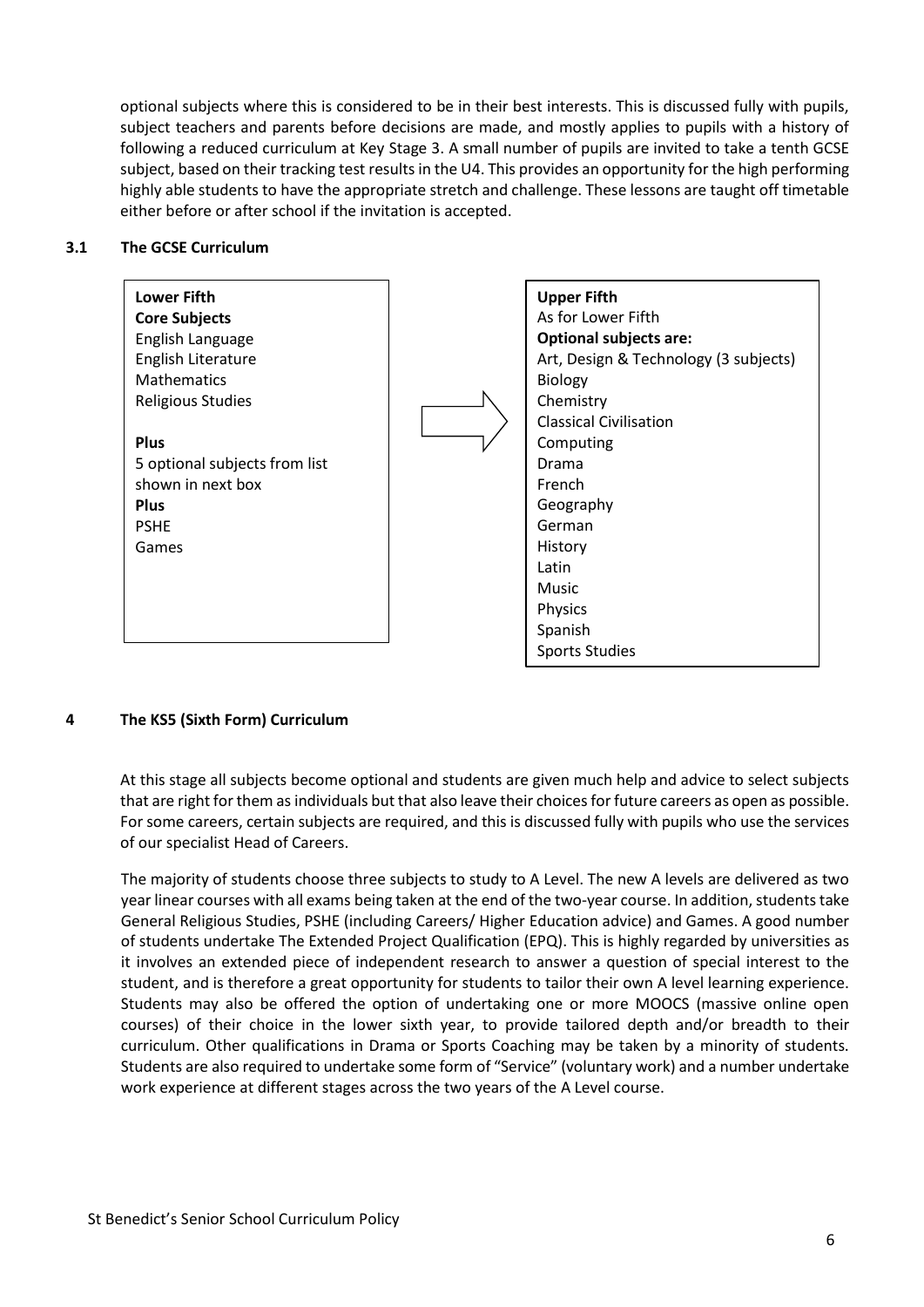optional subjects where this is considered to be in their best interests. This is discussed fully with pupils, subject teachers and parents before decisions are made, and mostly applies to pupils with a history of following a reduced curriculum at Key Stage 3. A small number of pupils are invited to take a tenth GCSE subject, based on their tracking test results in the U4. This provides an opportunity for the high performing highly able students to have the appropriate stretch and challenge. These lessons are taught off timetable either before or after school if the invitation is accepted.

### 3.1 The GCSE Curriculum

**Lower Fifth**
**Core Subjects**
English Language
English Literature
Mathematics
Religious Studies

**Plus**
5 optional subjects from list shown in next box
**Plus**
PSHE
Games

→

**Upper Fifth**
As for Lower Fifth
**Optional subjects are:**
Art, Design & Technology (3 subjects)
Biology
Chemistry
Classical Civilisation
Computing
Drama
French
Geography
German
History
Latin
Music
Physics
Spanish
Sports Studies

## 4 The KS5 (Sixth Form) Curriculum

At this stage all subjects become optional and students are given much help and advice to select subjects that are right for them as individuals but that also leave their choices for future careers as open as possible. For some careers, certain subjects are required, and this is discussed fully with pupils who use the services of our specialist Head of Careers.

The majority of students choose three subjects to study to A Level. The new A levels are delivered as two year linear courses with all exams being taken at the end of the two-year course. In addition, students take General Religious Studies, PSHE (including Careers/ Higher Education advice) and Games. A good number of students undertake The Extended Project Qualification (EPQ). This is highly regarded by universities as it involves an extended piece of independent research to answer a question of special interest to the student, and is therefore a great opportunity for students to tailor their own A level learning experience. Students may also be offered the option of undertaking one or more MOOCS (massive online open courses) of their choice in the lower sixth year, to provide tailored depth and/or breadth to their curriculum. Other qualifications in Drama or Sports Coaching may be taken by a minority of students. Students are also required to undertake some form of "Service" (voluntary work) and a number undertake work experience at different stages across the two years of the A Level course.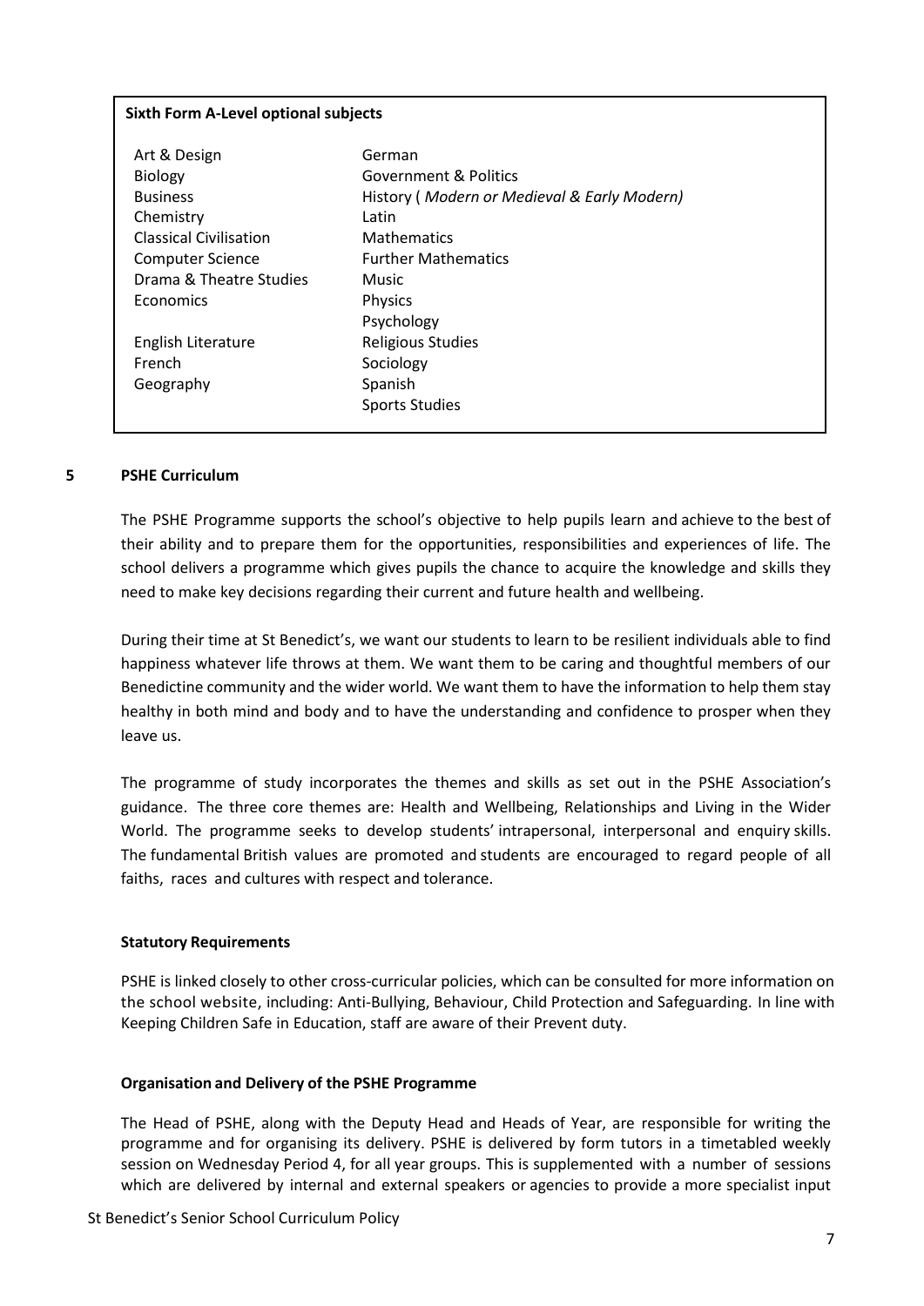**Sixth Form A-Level optional subjects**

| | |
|---|---|
| Art & Design | German |
| Biology | Government & Politics |
| Business | History ( *Modern or Medieval & Early Modern*) |
| Chemistry | Latin |
| Classical Civilisation | Mathematics |
| Computer Science | Further Mathematics |
| Drama & Theatre Studies | Music |
| Economics | Physics |
| | Psychology |
| English Literature | Religious Studies |
| French | Sociology |
| Geography | Spanish |
| | Sports Studies |

## 5 PSHE Curriculum

The PSHE Programme supports the school's objective to help pupils learn and achieve to the best of their ability and to prepare them for the opportunities, responsibilities and experiences of life. The school delivers a programme which gives pupils the chance to acquire the knowledge and skills they need to make key decisions regarding their current and future health and wellbeing.

During their time at St Benedict's, we want our students to learn to be resilient individuals able to find happiness whatever life throws at them. We want them to be caring and thoughtful members of our Benedictine community and the wider world. We want them to have the information to help them stay healthy in both mind and body and to have the understanding and confidence to prosper when they leave us.

The programme of study incorporates the themes and skills as set out in the PSHE Association's guidance. The three core themes are: Health and Wellbeing, Relationships and Living in the Wider World. The programme seeks to develop students' intrapersonal, interpersonal and enquiry skills. The fundamental British values are promoted and students are encouraged to regard people of all faiths, races and cultures with respect and tolerance.

### Statutory Requirements

PSHE is linked closely to other cross-curricular policies, which can be consulted for more information on the school website, including: Anti-Bullying, Behaviour, Child Protection and Safeguarding. In line with Keeping Children Safe in Education, staff are aware of their Prevent duty.

### Organisation and Delivery of the PSHE Programme

The Head of PSHE, along with the Deputy Head and Heads of Year, are responsible for writing the programme and for organising its delivery. PSHE is delivered by form tutors in a timetabled weekly session on Wednesday Period 4, for all year groups. This is supplemented with a number of sessions which are delivered by internal and external speakers or agencies to provide a more specialist input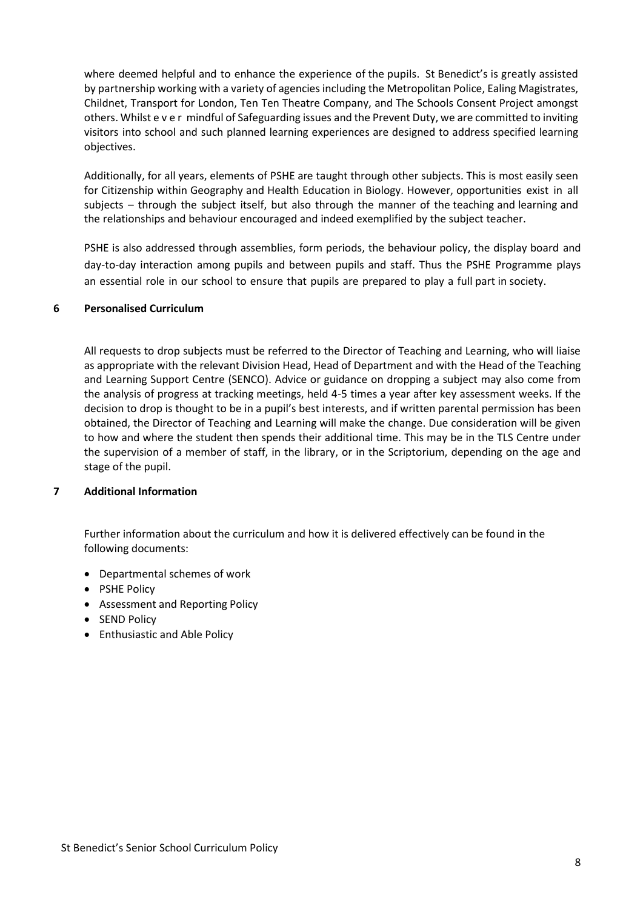where deemed helpful and to enhance the experience of the pupils. St Benedict's is greatly assisted by partnership working with a variety of agencies including the Metropolitan Police, Ealing Magistrates, Childnet, Transport for London, Ten Ten Theatre Company, and The Schools Consent Project amongst others. Whilst e v e r mindful of Safeguarding issues and the Prevent Duty, we are committed to inviting visitors into school and such planned learning experiences are designed to address specified learning objectives.

Additionally, for all years, elements of PSHE are taught through other subjects. This is most easily seen for Citizenship within Geography and Health Education in Biology. However, opportunities exist in all subjects – through the subject itself, but also through the manner of the teaching and learning and the relationships and behaviour encouraged and indeed exemplified by the subject teacher.

PSHE is also addressed through assemblies, form periods, the behaviour policy, the display board and day-to-day interaction among pupils and between pupils and staff. Thus the PSHE Programme plays an essential role in our school to ensure that pupils are prepared to play a full part in society.

## 6 Personalised Curriculum

All requests to drop subjects must be referred to the Director of Teaching and Learning, who will liaise as appropriate with the relevant Division Head, Head of Department and with the Head of the Teaching and Learning Support Centre (SENCO). Advice or guidance on dropping a subject may also come from the analysis of progress at tracking meetings, held 4-5 times a year after key assessment weeks. If the decision to drop is thought to be in a pupil's best interests, and if written parental permission has been obtained, the Director of Teaching and Learning will make the change. Due consideration will be given to how and where the student then spends their additional time. This may be in the TLS Centre under the supervision of a member of staff, in the library, or in the Scriptorium, depending on the age and stage of the pupil.

## 7 Additional Information

Further information about the curriculum and how it is delivered effectively can be found in the following documents:

- Departmental schemes of work
- PSHE Policy
- Assessment and Reporting Policy
- SEND Policy
- Enthusiastic and Able Policy